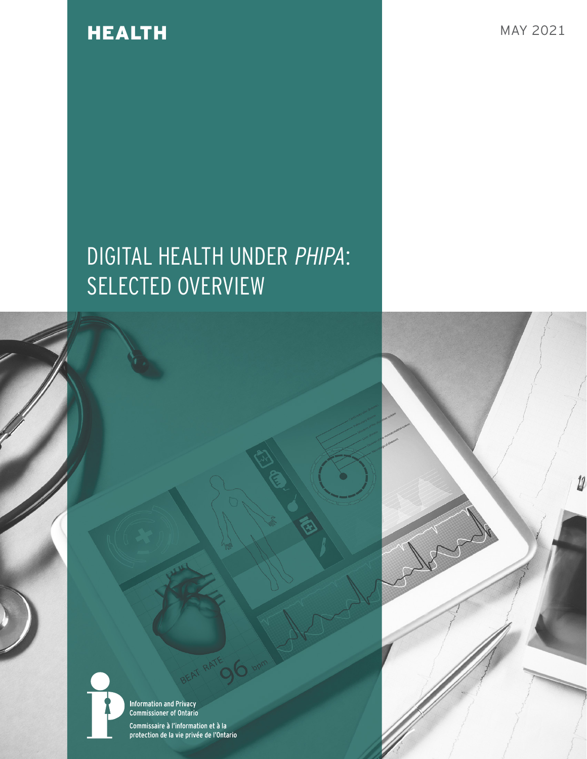**HEALTH**

MAY 2021

# DIGITAL HEALTH UNDER *PHIPA*: SELECTED OVERVIEW

Information and Privacy Commissioner of Ontario

Commissaire à l'information et à la protection de la vie privée de l'Ontario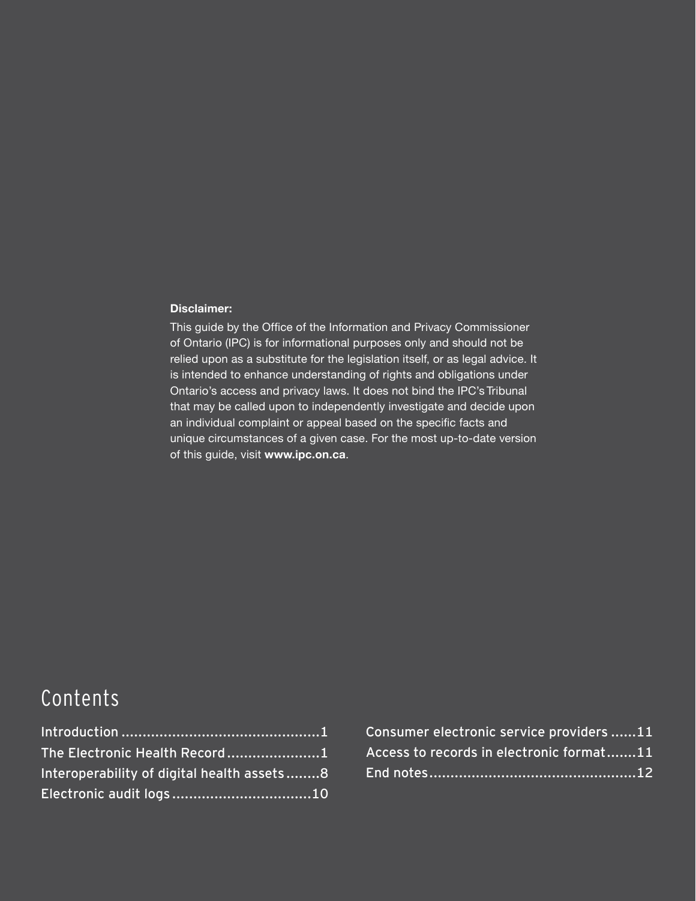**Disclaimer:**

This guide by the Office of the Information and Privacy Commissioner of Ontario (IPC) is for informational purposes only and should not be relied upon as a substitute for the legislation itself, or as legal advice. It is intended to enhance understanding of rights and obligations under Ontario's access and privacy laws. It does not bind the IPC's Tribunal that may be called upon to independently investigate and decide upon an individual complaint or appeal based on the specific facts and unique circumstances of a given case. For the most up-to-date version of this guide, visit **www.ipc.on.ca**.

## Contents

- Introduction ..............................................1
- The Electronic Health Record ......................1
- Interoperability of digital health assets........8
- Electronic audit logs ................................10
- Consumer electronic service providers ......11
- Access to records in electronic format.......11
- End notes................................................12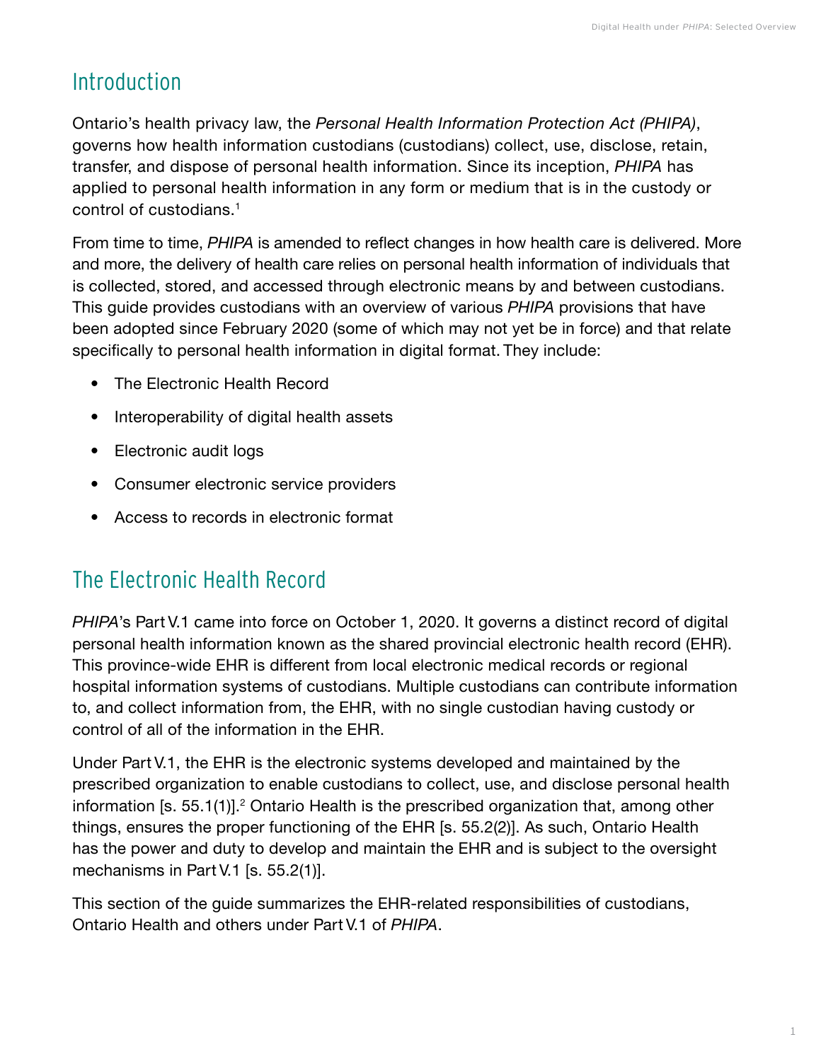## Introduction

Ontario's health privacy law, the *Personal Health Information Protection Act (PHIPA)*, governs how health information custodians (custodians) collect, use, disclose, retain, transfer, and dispose of personal health information. Since its inception, *PHIPA* has applied to personal health information in any form or medium that is in the custody or control of custodians.[1]

From time to time, *PHIPA* is amended to reflect changes in how health care is delivered. More and more, the delivery of health care relies on personal health information of individuals that is collected, stored, and accessed through electronic means by and between custodians. This guide provides custodians with an overview of various *PHIPA* provisions that have been adopted since February 2020 (some of which may not yet be in force) and that relate specifically to personal health information in digital format. They include:

- The Electronic Health Record
- Interoperability of digital health assets
- Electronic audit logs
- Consumer electronic service providers
- Access to records in electronic format

## The Electronic Health Record

*PHIPA*'s Part V.1 came into force on October 1, 2020. It governs a distinct record of digital personal health information known as the shared provincial electronic health record (EHR). This province-wide EHR is different from local electronic medical records or regional hospital information systems of custodians. Multiple custodians can contribute information to, and collect information from, the EHR, with no single custodian having custody or control of all of the information in the EHR.

Under Part V.1, the EHR is the electronic systems developed and maintained by the prescribed organization to enable custodians to collect, use, and disclose personal health information [s. 55.1(1)].[2] Ontario Health is the prescribed organization that, among other things, ensures the proper functioning of the EHR [s. 55.2(2)]. As such, Ontario Health has the power and duty to develop and maintain the EHR and is subject to the oversight mechanisms in Part V.1 [s. 55.2(1)].

This section of the guide summarizes the EHR-related responsibilities of custodians, Ontario Health and others under Part V.1 of *PHIPA*.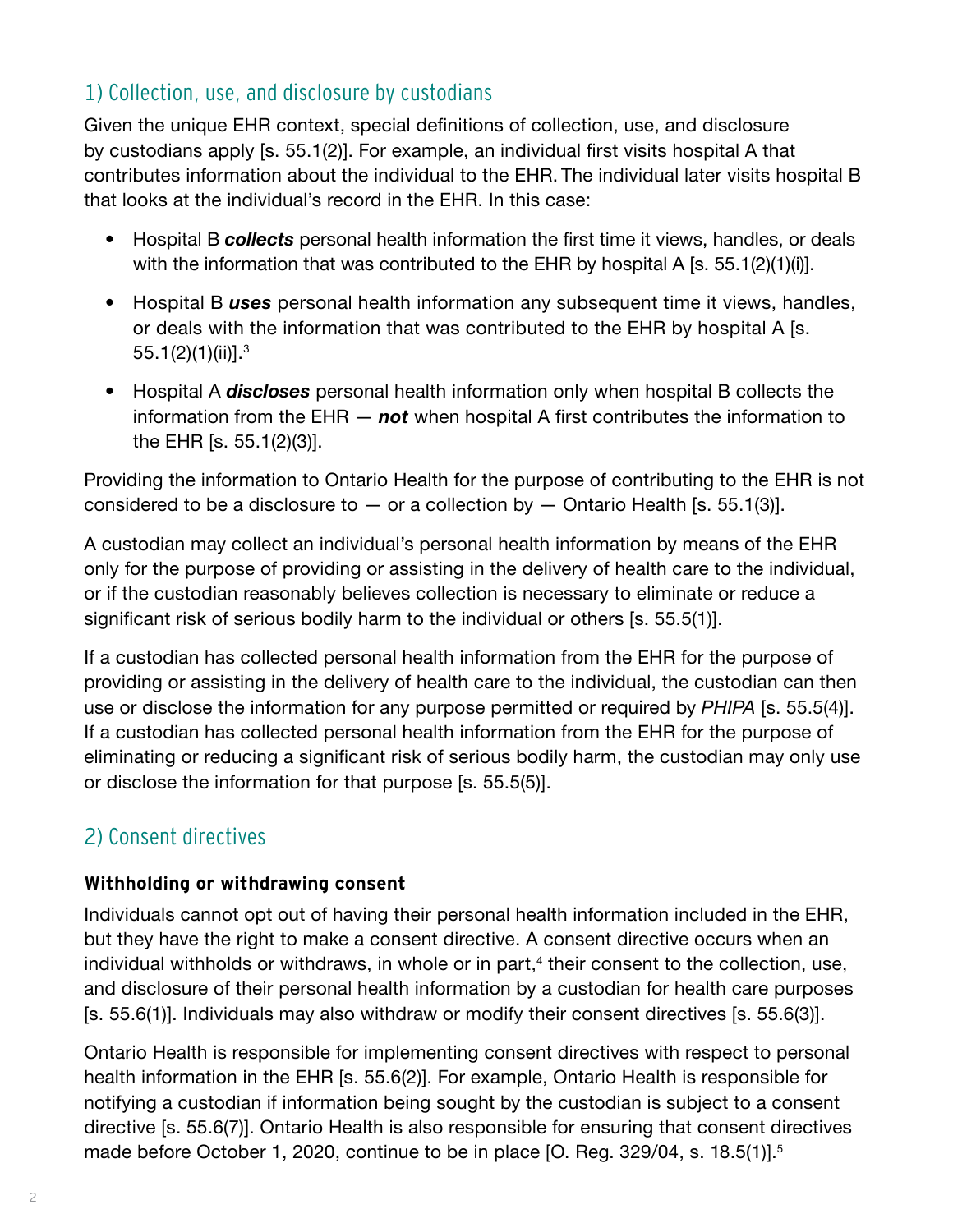## 1) Collection, use, and disclosure by custodians

Given the unique EHR context, special definitions of collection, use, and disclosure by custodians apply [s. 55.1(2)]. For example, an individual first visits hospital A that contributes information about the individual to the EHR. The individual later visits hospital B that looks at the individual's record in the EHR. In this case:

- Hospital B ***collects*** personal health information the first time it views, handles, or deals with the information that was contributed to the EHR by hospital A [s. 55.1(2)(1)(i)].
- Hospital B ***uses*** personal health information any subsequent time it views, handles, or deals with the information that was contributed to the EHR by hospital A [s. 55.1(2)(1)(ii)].[3]
- Hospital A ***discloses*** personal health information only when hospital B collects the information from the EHR — ***not*** when hospital A first contributes the information to the EHR [s. 55.1(2)(3)].

Providing the information to Ontario Health for the purpose of contributing to the EHR is not considered to be a disclosure to — or a collection by — Ontario Health [s. 55.1(3)].

A custodian may collect an individual's personal health information by means of the EHR only for the purpose of providing or assisting in the delivery of health care to the individual, or if the custodian reasonably believes collection is necessary to eliminate or reduce a significant risk of serious bodily harm to the individual or others [s. 55.5(1)].

If a custodian has collected personal health information from the EHR for the purpose of providing or assisting in the delivery of health care to the individual, the custodian can then use or disclose the information for any purpose permitted or required by *PHIPA* [s. 55.5(4)]. If a custodian has collected personal health information from the EHR for the purpose of eliminating or reducing a significant risk of serious bodily harm, the custodian may only use or disclose the information for that purpose [s. 55.5(5)].

## 2) Consent directives

### Withholding or withdrawing consent

Individuals cannot opt out of having their personal health information included in the EHR, but they have the right to make a consent directive. A consent directive occurs when an individual withholds or withdraws, in whole or in part,[4] their consent to the collection, use, and disclosure of their personal health information by a custodian for health care purposes [s. 55.6(1)]. Individuals may also withdraw or modify their consent directives [s. 55.6(3)].

Ontario Health is responsible for implementing consent directives with respect to personal health information in the EHR [s. 55.6(2)]. For example, Ontario Health is responsible for notifying a custodian if information being sought by the custodian is subject to a consent directive [s. 55.6(7)]. Ontario Health is also responsible for ensuring that consent directives made before October 1, 2020, continue to be in place [O. Reg. 329/04, s. 18.5(1)].[5]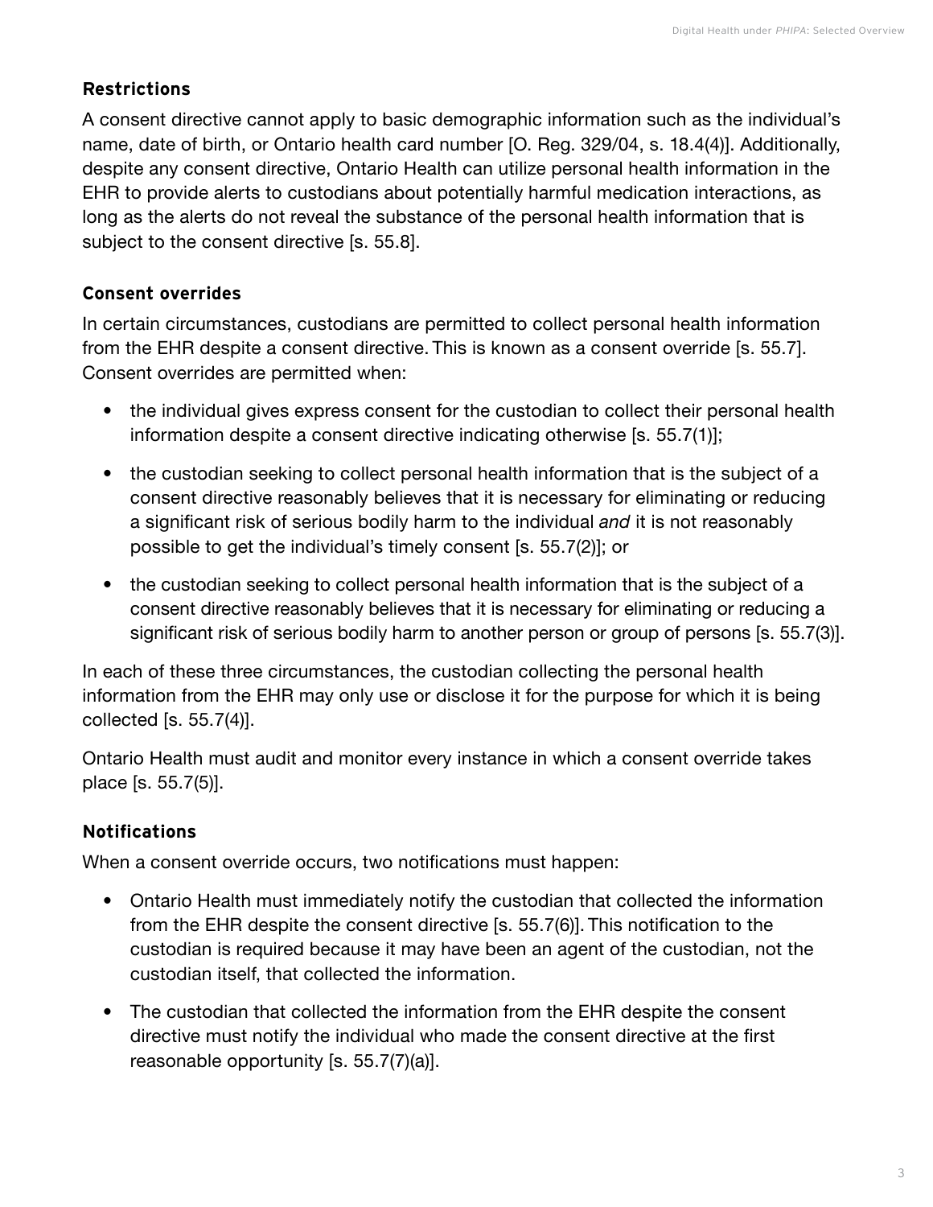### Restrictions

A consent directive cannot apply to basic demographic information such as the individual's name, date of birth, or Ontario health card number [O. Reg. 329/04, s. 18.4(4)]. Additionally, despite any consent directive, Ontario Health can utilize personal health information in the EHR to provide alerts to custodians about potentially harmful medication interactions, as long as the alerts do not reveal the substance of the personal health information that is subject to the consent directive [s. 55.8].

### Consent overrides

In certain circumstances, custodians are permitted to collect personal health information from the EHR despite a consent directive. This is known as a consent override [s. 55.7]. Consent overrides are permitted when:

- the individual gives express consent for the custodian to collect their personal health information despite a consent directive indicating otherwise [s. 55.7(1)];
- the custodian seeking to collect personal health information that is the subject of a consent directive reasonably believes that it is necessary for eliminating or reducing a significant risk of serious bodily harm to the individual *and* it is not reasonably possible to get the individual's timely consent [s. 55.7(2)]; or
- the custodian seeking to collect personal health information that is the subject of a consent directive reasonably believes that it is necessary for eliminating or reducing a significant risk of serious bodily harm to another person or group of persons [s. 55.7(3)].

In each of these three circumstances, the custodian collecting the personal health information from the EHR may only use or disclose it for the purpose for which it is being collected [s. 55.7(4)].

Ontario Health must audit and monitor every instance in which a consent override takes place [s. 55.7(5)].

### Notifications

When a consent override occurs, two notifications must happen:

- Ontario Health must immediately notify the custodian that collected the information from the EHR despite the consent directive [s. 55.7(6)]. This notification to the custodian is required because it may have been an agent of the custodian, not the custodian itself, that collected the information.
- The custodian that collected the information from the EHR despite the consent directive must notify the individual who made the consent directive at the first reasonable opportunity [s. 55.7(7)(a)].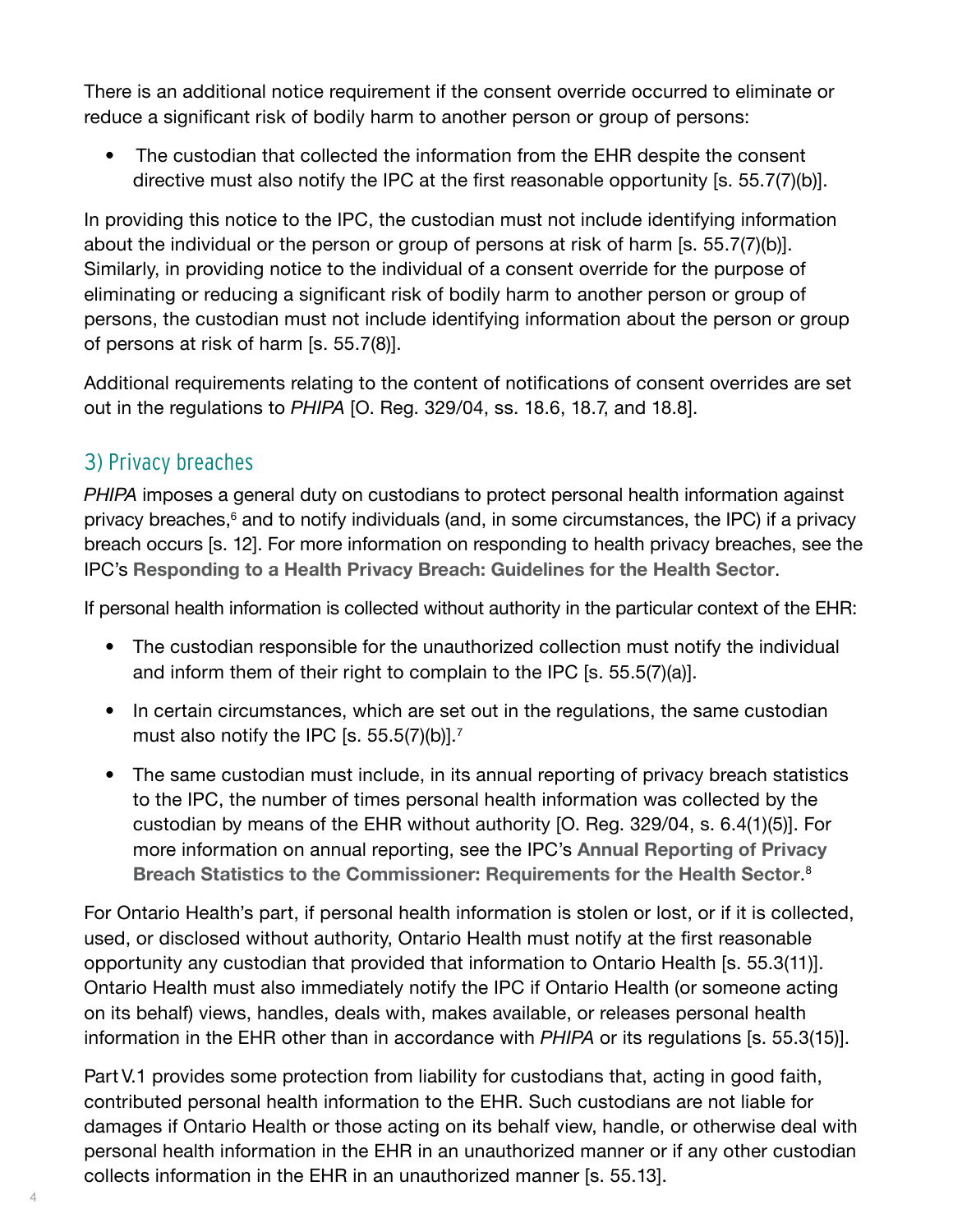There is an additional notice requirement if the consent override occurred to eliminate or reduce a significant risk of bodily harm to another person or group of persons:

- The custodian that collected the information from the EHR despite the consent directive must also notify the IPC at the first reasonable opportunity [s. 55.7(7)(b)].

In providing this notice to the IPC, the custodian must not include identifying information about the individual or the person or group of persons at risk of harm [s. 55.7(7)(b)]. Similarly, in providing notice to the individual of a consent override for the purpose of eliminating or reducing a significant risk of bodily harm to another person or group of persons, the custodian must not include identifying information about the person or group of persons at risk of harm [s. 55.7(8)].

Additional requirements relating to the content of notifications of consent overrides are set out in the regulations to *PHIPA* [O. Reg. 329/04, ss. 18.6, 18.7, and 18.8].

## 3) Privacy breaches

*PHIPA* imposes a general duty on custodians to protect personal health information against privacy breaches,[6] and to notify individuals (and, in some circumstances, the IPC) if a privacy breach occurs [s. 12]. For more information on responding to health privacy breaches, see the IPC's **Responding to a Health Privacy Breach: Guidelines for the Health Sector**.

If personal health information is collected without authority in the particular context of the EHR:

- The custodian responsible for the unauthorized collection must notify the individual and inform them of their right to complain to the IPC [s. 55.5(7)(a)].
- In certain circumstances, which are set out in the regulations, the same custodian must also notify the IPC [s. 55.5(7)(b)].[7]
- The same custodian must include, in its annual reporting of privacy breach statistics to the IPC, the number of times personal health information was collected by the custodian by means of the EHR without authority [O. Reg. 329/04, s. 6.4(1)(5)]. For more information on annual reporting, see the IPC's **Annual Reporting of Privacy Breach Statistics to the Commissioner: Requirements for the Health Sector**.[8]

For Ontario Health's part, if personal health information is stolen or lost, or if it is collected, used, or disclosed without authority, Ontario Health must notify at the first reasonable opportunity any custodian that provided that information to Ontario Health [s. 55.3(11)]. Ontario Health must also immediately notify the IPC if Ontario Health (or someone acting on its behalf) views, handles, deals with, makes available, or releases personal health information in the EHR other than in accordance with *PHIPA* or its regulations [s. 55.3(15)].

Part V.1 provides some protection from liability for custodians that, acting in good faith, contributed personal health information to the EHR. Such custodians are not liable for damages if Ontario Health or those acting on its behalf view, handle, or otherwise deal with personal health information in the EHR in an unauthorized manner or if any other custodian collects information in the EHR in an unauthorized manner [s. 55.13].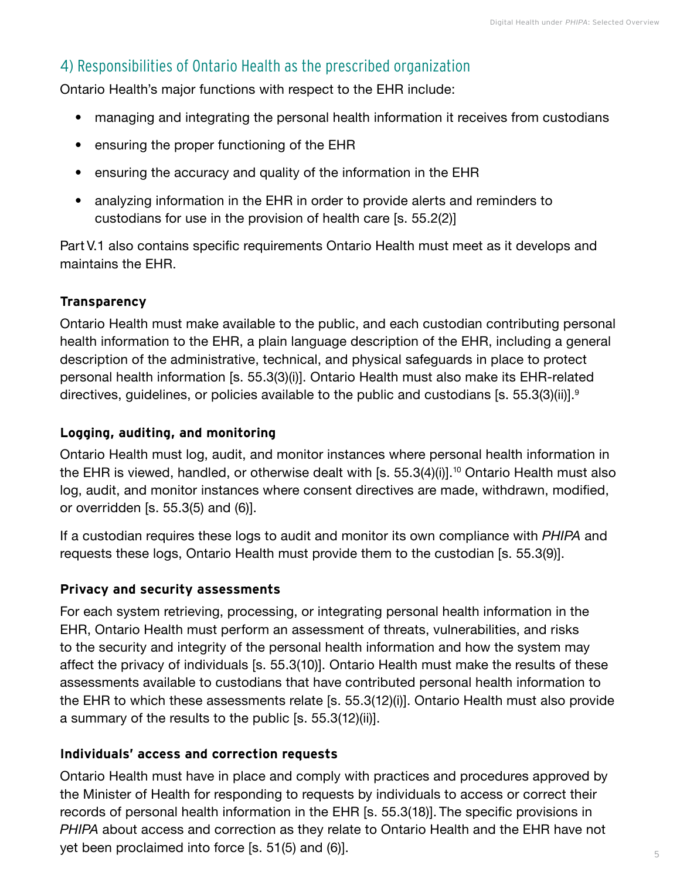## 4) Responsibilities of Ontario Health as the prescribed organization

Ontario Health's major functions with respect to the EHR include:

- managing and integrating the personal health information it receives from custodians
- ensuring the proper functioning of the EHR
- ensuring the accuracy and quality of the information in the EHR
- analyzing information in the EHR in order to provide alerts and reminders to custodians for use in the provision of health care [s. 55.2(2)]

Part V.1 also contains specific requirements Ontario Health must meet as it develops and maintains the EHR.

### Transparency

Ontario Health must make available to the public, and each custodian contributing personal health information to the EHR, a plain language description of the EHR, including a general description of the administrative, technical, and physical safeguards in place to protect personal health information [s. 55.3(3)(i)]. Ontario Health must also make its EHR-related directives, guidelines, or policies available to the public and custodians [s. 55.3(3)(ii)].[9]

### Logging, auditing, and monitoring

Ontario Health must log, audit, and monitor instances where personal health information in the EHR is viewed, handled, or otherwise dealt with [s. 55.3(4)(i)].[10] Ontario Health must also log, audit, and monitor instances where consent directives are made, withdrawn, modified, or overridden [s. 55.3(5) and (6)].

If a custodian requires these logs to audit and monitor its own compliance with *PHIPA* and requests these logs, Ontario Health must provide them to the custodian [s. 55.3(9)].

### Privacy and security assessments

For each system retrieving, processing, or integrating personal health information in the EHR, Ontario Health must perform an assessment of threats, vulnerabilities, and risks to the security and integrity of the personal health information and how the system may affect the privacy of individuals [s. 55.3(10)]. Ontario Health must make the results of these assessments available to custodians that have contributed personal health information to the EHR to which these assessments relate [s. 55.3(12)(i)]. Ontario Health must also provide a summary of the results to the public [s. 55.3(12)(ii)].

### Individuals' access and correction requests

Ontario Health must have in place and comply with practices and procedures approved by the Minister of Health for responding to requests by individuals to access or correct their records of personal health information in the EHR [s. 55.3(18)]. The specific provisions in *PHIPA* about access and correction as they relate to Ontario Health and the EHR have not yet been proclaimed into force [s. 51(5) and (6)].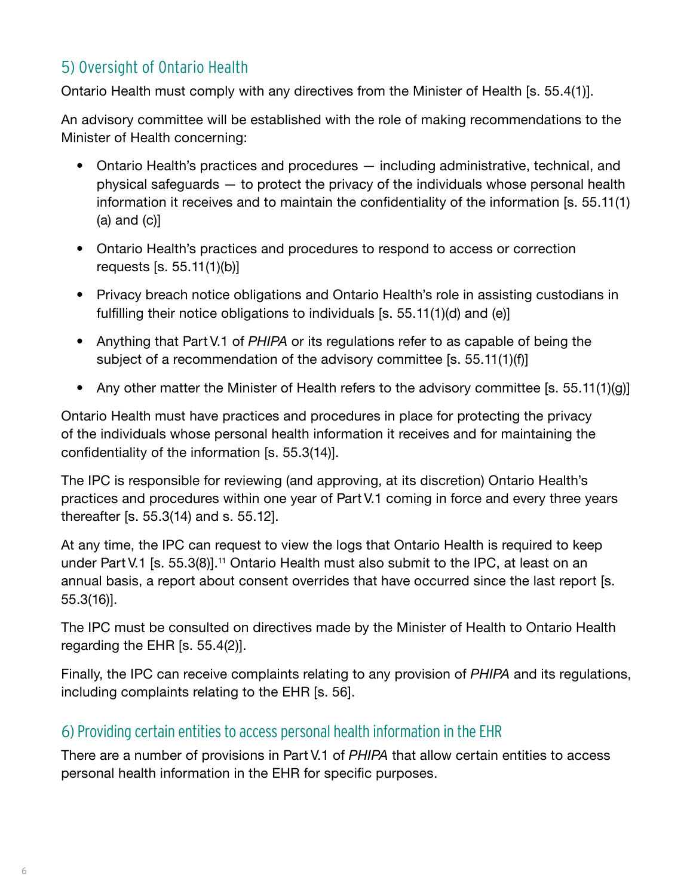## 5) Oversight of Ontario Health

Ontario Health must comply with any directives from the Minister of Health [s. 55.4(1)].

An advisory committee will be established with the role of making recommendations to the Minister of Health concerning:

- Ontario Health's practices and procedures — including administrative, technical, and physical safeguards — to protect the privacy of the individuals whose personal health information it receives and to maintain the confidentiality of the information [s. 55.11(1)(a) and (c)]
- Ontario Health's practices and procedures to respond to access or correction requests [s. 55.11(1)(b)]
- Privacy breach notice obligations and Ontario Health's role in assisting custodians in fulfilling their notice obligations to individuals [s. 55.11(1)(d) and (e)]
- Anything that Part V.1 of *PHIPA* or its regulations refer to as capable of being the subject of a recommendation of the advisory committee [s. 55.11(1)(f)]
- Any other matter the Minister of Health refers to the advisory committee [s. 55.11(1)(g)]

Ontario Health must have practices and procedures in place for protecting the privacy of the individuals whose personal health information it receives and for maintaining the confidentiality of the information [s. 55.3(14)].

The IPC is responsible for reviewing (and approving, at its discretion) Ontario Health's practices and procedures within one year of Part V.1 coming in force and every three years thereafter [s. 55.3(14) and s. 55.12].

At any time, the IPC can request to view the logs that Ontario Health is required to keep under Part V.1 [s. 55.3(8)].[11] Ontario Health must also submit to the IPC, at least on an annual basis, a report about consent overrides that have occurred since the last report [s. 55.3(16)].

The IPC must be consulted on directives made by the Minister of Health to Ontario Health regarding the EHR [s. 55.4(2)].

Finally, the IPC can receive complaints relating to any provision of *PHIPA* and its regulations, including complaints relating to the EHR [s. 56].

## 6) Providing certain entities to access personal health information in the EHR

There are a number of provisions in Part V.1 of *PHIPA* that allow certain entities to access personal health information in the EHR for specific purposes.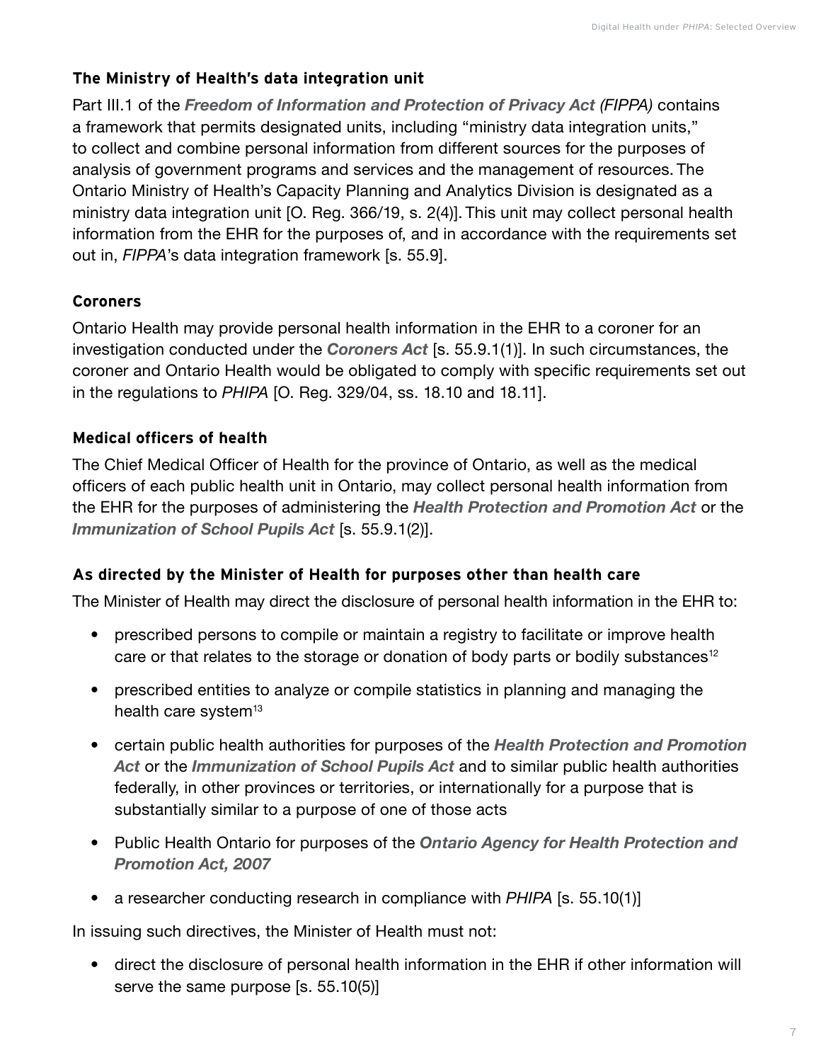### The Ministry of Health's data integration unit

Part III.1 of the ***Freedom of Information and Protection of Privacy Act (FIPPA)*** contains a framework that permits designated units, including "ministry data integration units," to collect and combine personal information from different sources for the purposes of analysis of government programs and services and the management of resources. The Ontario Ministry of Health's Capacity Planning and Analytics Division is designated as a ministry data integration unit [O. Reg. 366/19, s. 2(4)]. This unit may collect personal health information from the EHR for the purposes of, and in accordance with the requirements set out in, *FIPPA*'s data integration framework [s. 55.9].

### Coroners

Ontario Health may provide personal health information in the EHR to a coroner for an investigation conducted under the ***Coroners Act*** [s. 55.9.1(1)]. In such circumstances, the coroner and Ontario Health would be obligated to comply with specific requirements set out in the regulations to *PHIPA* [O. Reg. 329/04, ss. 18.10 and 18.11].

### Medical officers of health

The Chief Medical Officer of Health for the province of Ontario, as well as the medical officers of each public health unit in Ontario, may collect personal health information from the EHR for the purposes of administering the ***Health Protection and Promotion Act*** or the ***Immunization of School Pupils Act*** [s. 55.9.1(2)].

### As directed by the Minister of Health for purposes other than health care

The Minister of Health may direct the disclosure of personal health information in the EHR to:

- prescribed persons to compile or maintain a registry to facilitate or improve health care or that relates to the storage or donation of body parts or bodily substances[12]
- prescribed entities to analyze or compile statistics in planning and managing the health care system[13]
- certain public health authorities for purposes of the ***Health Protection and Promotion Act*** or the ***Immunization of School Pupils Act*** and to similar public health authorities federally, in other provinces or territories, or internationally for a purpose that is substantially similar to a purpose of one of those acts
- Public Health Ontario for purposes of the ***Ontario Agency for Health Protection and Promotion Act, 2007***
- a researcher conducting research in compliance with *PHIPA* [s. 55.10(1)]

In issuing such directives, the Minister of Health must not:

- direct the disclosure of personal health information in the EHR if other information will serve the same purpose [s. 55.10(5)]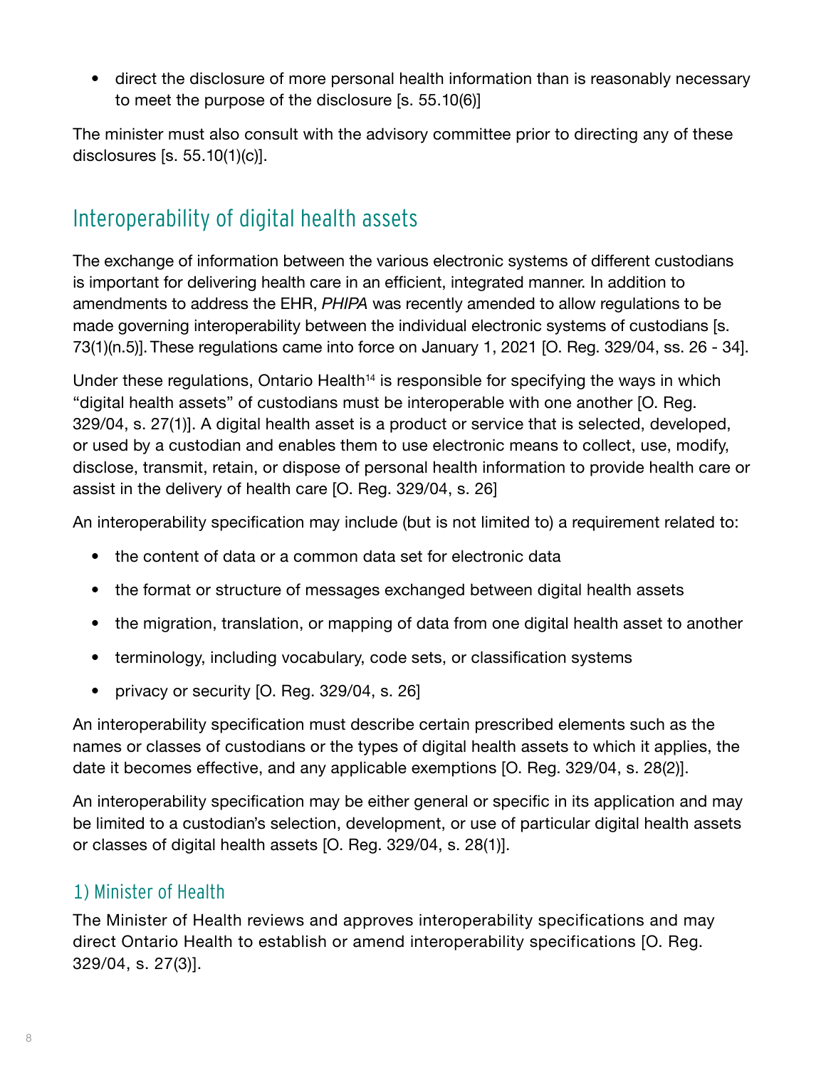- direct the disclosure of more personal health information than is reasonably necessary to meet the purpose of the disclosure [s. 55.10(6)]

The minister must also consult with the advisory committee prior to directing any of these disclosures [s. 55.10(1)(c)].

## Interoperability of digital health assets

The exchange of information between the various electronic systems of different custodians is important for delivering health care in an efficient, integrated manner. In addition to amendments to address the EHR, *PHIPA* was recently amended to allow regulations to be made governing interoperability between the individual electronic systems of custodians [s. 73(1)(n.5)]. These regulations came into force on January 1, 2021 [O. Reg. 329/04, ss. 26 - 34].

Under these regulations, Ontario Health[14] is responsible for specifying the ways in which "digital health assets" of custodians must be interoperable with one another [O. Reg. 329/04, s. 27(1)]. A digital health asset is a product or service that is selected, developed, or used by a custodian and enables them to use electronic means to collect, use, modify, disclose, transmit, retain, or dispose of personal health information to provide health care or assist in the delivery of health care [O. Reg. 329/04, s. 26]

An interoperability specification may include (but is not limited to) a requirement related to:

- the content of data or a common data set for electronic data
- the format or structure of messages exchanged between digital health assets
- the migration, translation, or mapping of data from one digital health asset to another
- terminology, including vocabulary, code sets, or classification systems
- privacy or security [O. Reg. 329/04, s. 26]

An interoperability specification must describe certain prescribed elements such as the names or classes of custodians or the types of digital health assets to which it applies, the date it becomes effective, and any applicable exemptions [O. Reg. 329/04, s. 28(2)].

An interoperability specification may be either general or specific in its application and may be limited to a custodian's selection, development, or use of particular digital health assets or classes of digital health assets [O. Reg. 329/04, s. 28(1)].

### 1) Minister of Health

The Minister of Health reviews and approves interoperability specifications and may direct Ontario Health to establish or amend interoperability specifications [O. Reg. 329/04, s. 27(3)].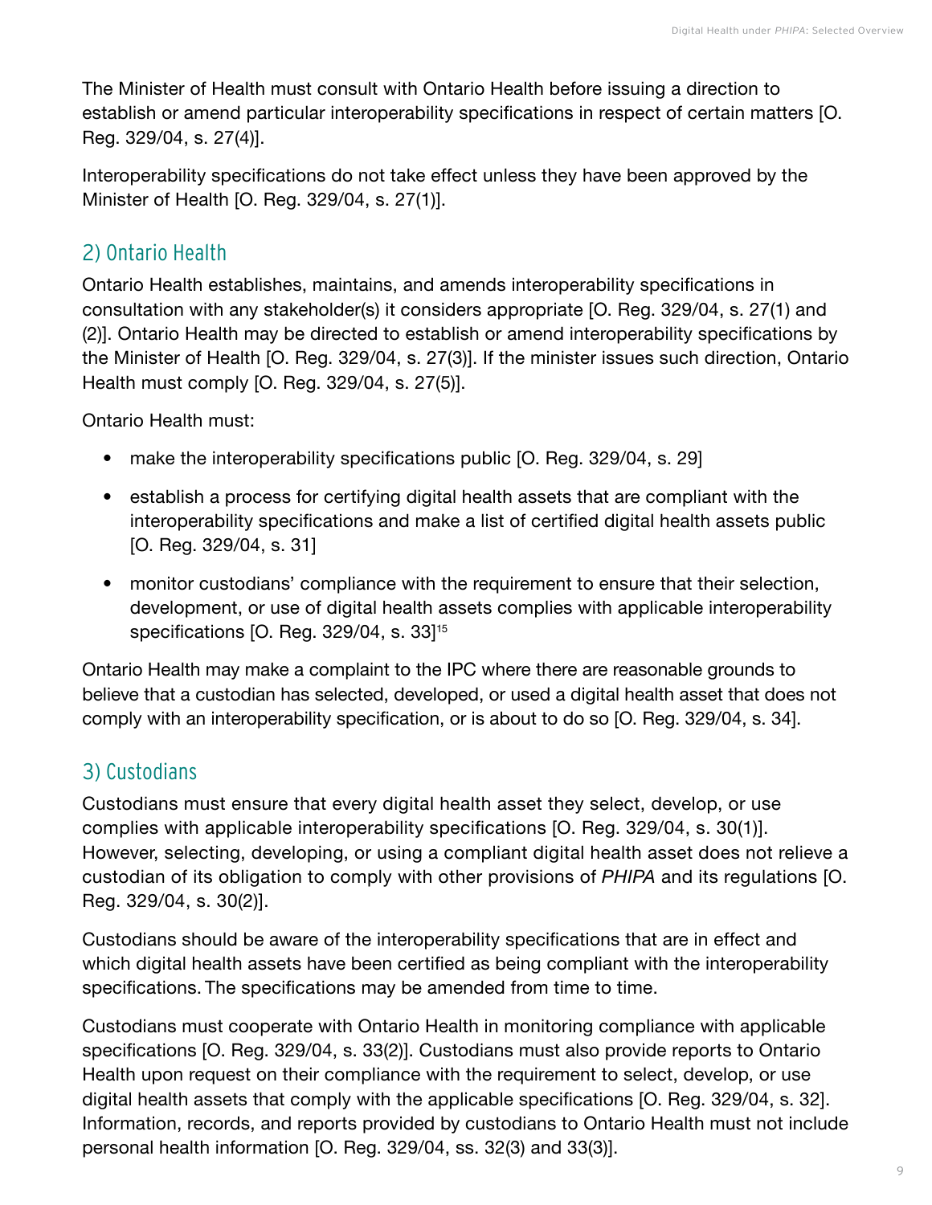The Minister of Health must consult with Ontario Health before issuing a direction to establish or amend particular interoperability specifications in respect of certain matters [O. Reg. 329/04, s. 27(4)].

Interoperability specifications do not take effect unless they have been approved by the Minister of Health [O. Reg. 329/04, s. 27(1)].

## 2) Ontario Health

Ontario Health establishes, maintains, and amends interoperability specifications in consultation with any stakeholder(s) it considers appropriate [O. Reg. 329/04, s. 27(1) and (2)]. Ontario Health may be directed to establish or amend interoperability specifications by the Minister of Health [O. Reg. 329/04, s. 27(3)]. If the minister issues such direction, Ontario Health must comply [O. Reg. 329/04, s. 27(5)].

Ontario Health must:

- make the interoperability specifications public [O. Reg. 329/04, s. 29]
- establish a process for certifying digital health assets that are compliant with the interoperability specifications and make a list of certified digital health assets public [O. Reg. 329/04, s. 31]
- monitor custodians' compliance with the requirement to ensure that their selection, development, or use of digital health assets complies with applicable interoperability specifications [O. Reg. 329/04, s. 33][15]

Ontario Health may make a complaint to the IPC where there are reasonable grounds to believe that a custodian has selected, developed, or used a digital health asset that does not comply with an interoperability specification, or is about to do so [O. Reg. 329/04, s. 34].

## 3) Custodians

Custodians must ensure that every digital health asset they select, develop, or use complies with applicable interoperability specifications [O. Reg. 329/04, s. 30(1)]. However, selecting, developing, or using a compliant digital health asset does not relieve a custodian of its obligation to comply with other provisions of *PHIPA* and its regulations [O. Reg. 329/04, s. 30(2)].

Custodians should be aware of the interoperability specifications that are in effect and which digital health assets have been certified as being compliant with the interoperability specifications. The specifications may be amended from time to time.

Custodians must cooperate with Ontario Health in monitoring compliance with applicable specifications [O. Reg. 329/04, s. 33(2)]. Custodians must also provide reports to Ontario Health upon request on their compliance with the requirement to select, develop, or use digital health assets that comply with the applicable specifications [O. Reg. 329/04, s. 32]. Information, records, and reports provided by custodians to Ontario Health must not include personal health information [O. Reg. 329/04, ss. 32(3) and 33(3)].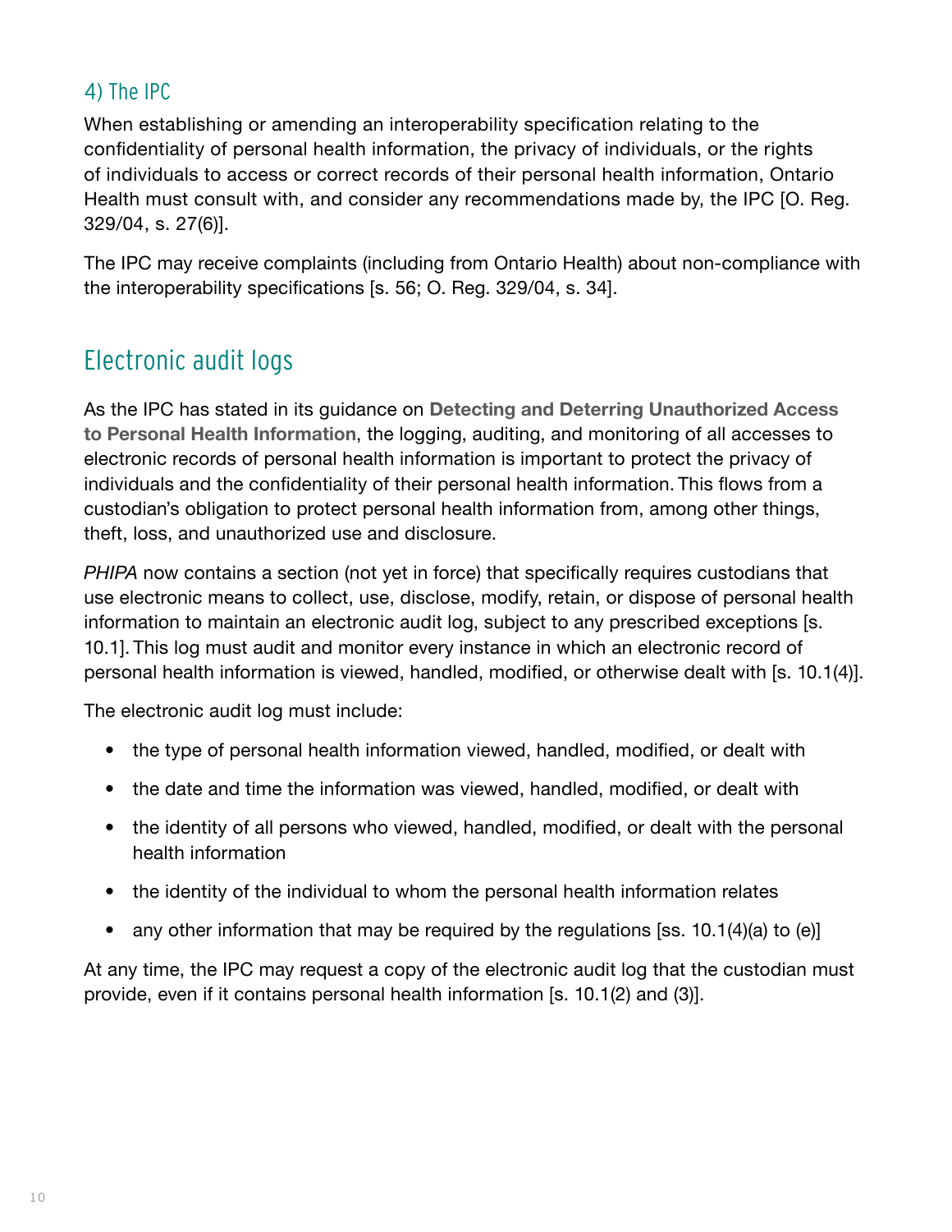### 4) The IPC

When establishing or amending an interoperability specification relating to the confidentiality of personal health information, the privacy of individuals, or the rights of individuals to access or correct records of their personal health information, Ontario Health must consult with, and consider any recommendations made by, the IPC [O. Reg. 329/04, s. 27(6)].

The IPC may receive complaints (including from Ontario Health) about non-compliance with the interoperability specifications [s. 56; O. Reg. 329/04, s. 34].

## Electronic audit logs

As the IPC has stated in its guidance on **Detecting and Deterring Unauthorized Access to Personal Health Information**, the logging, auditing, and monitoring of all accesses to electronic records of personal health information is important to protect the privacy of individuals and the confidentiality of their personal health information. This flows from a custodian's obligation to protect personal health information from, among other things, theft, loss, and unauthorized use and disclosure.

*PHIPA* now contains a section (not yet in force) that specifically requires custodians that use electronic means to collect, use, disclose, modify, retain, or dispose of personal health information to maintain an electronic audit log, subject to any prescribed exceptions [s. 10.1]. This log must audit and monitor every instance in which an electronic record of personal health information is viewed, handled, modified, or otherwise dealt with [s. 10.1(4)].

The electronic audit log must include:

- the type of personal health information viewed, handled, modified, or dealt with
- the date and time the information was viewed, handled, modified, or dealt with
- the identity of all persons who viewed, handled, modified, or dealt with the personal health information
- the identity of the individual to whom the personal health information relates
- any other information that may be required by the regulations [ss. 10.1(4)(a) to (e)]

At any time, the IPC may request a copy of the electronic audit log that the custodian must provide, even if it contains personal health information [s. 10.1(2) and (3)].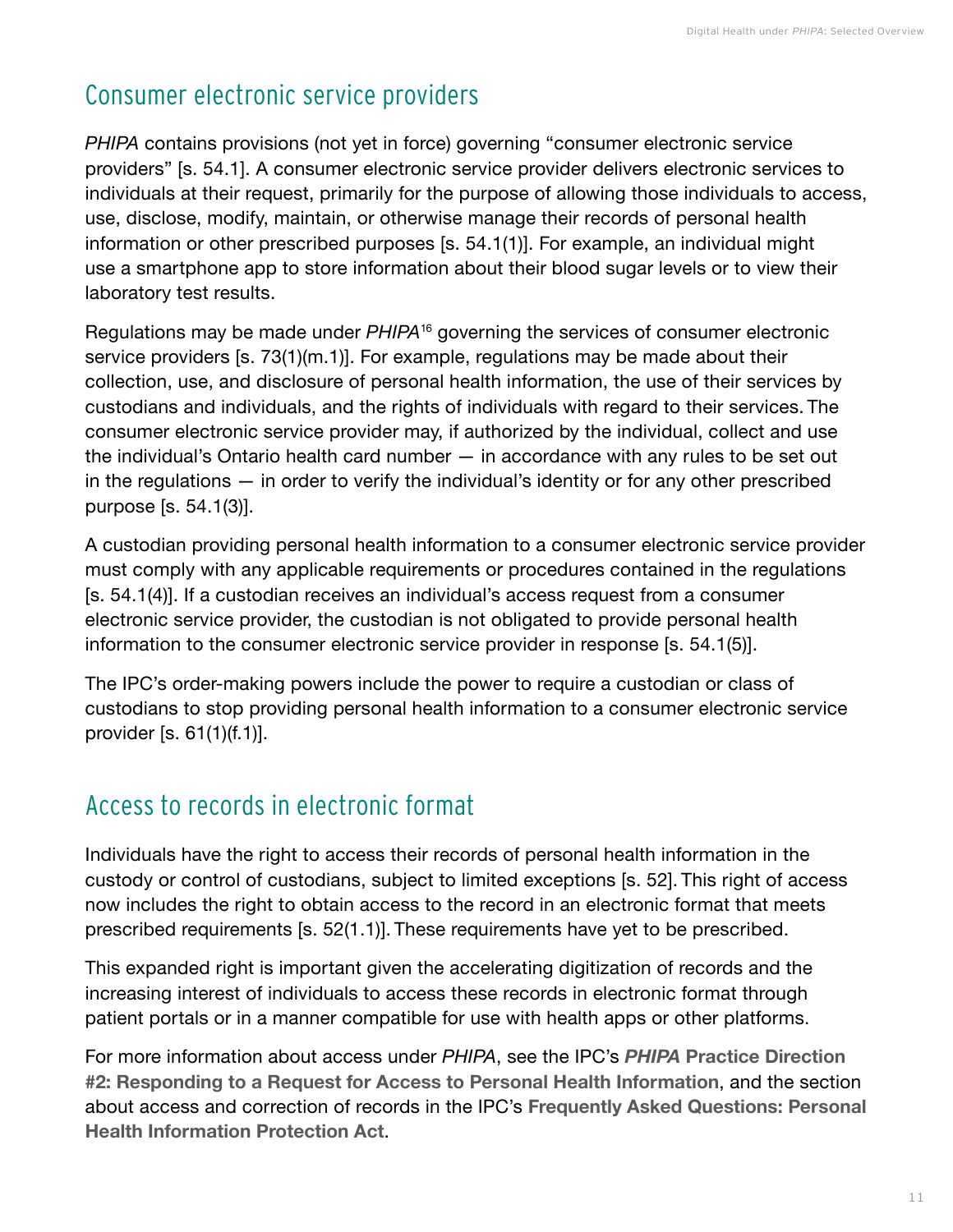## Consumer electronic service providers

*PHIPA* contains provisions (not yet in force) governing "consumer electronic service providers" [s. 54.1]. A consumer electronic service provider delivers electronic services to individuals at their request, primarily for the purpose of allowing those individuals to access, use, disclose, modify, maintain, or otherwise manage their records of personal health information or other prescribed purposes [s. 54.1(1)]. For example, an individual might use a smartphone app to store information about their blood sugar levels or to view their laboratory test results.

Regulations may be made under *PHIPA*[16] governing the services of consumer electronic service providers [s. 73(1)(m.1)]. For example, regulations may be made about their collection, use, and disclosure of personal health information, the use of their services by custodians and individuals, and the rights of individuals with regard to their services. The consumer electronic service provider may, if authorized by the individual, collect and use the individual's Ontario health card number — in accordance with any rules to be set out in the regulations — in order to verify the individual's identity or for any other prescribed purpose [s. 54.1(3)].

A custodian providing personal health information to a consumer electronic service provider must comply with any applicable requirements or procedures contained in the regulations [s. 54.1(4)]. If a custodian receives an individual's access request from a consumer electronic service provider, the custodian is not obligated to provide personal health information to the consumer electronic service provider in response [s. 54.1(5)].

The IPC's order-making powers include the power to require a custodian or class of custodians to stop providing personal health information to a consumer electronic service provider [s. 61(1)(f.1)].

## Access to records in electronic format

Individuals have the right to access their records of personal health information in the custody or control of custodians, subject to limited exceptions [s. 52]. This right of access now includes the right to obtain access to the record in an electronic format that meets prescribed requirements [s. 52(1.1)]. These requirements have yet to be prescribed.

This expanded right is important given the accelerating digitization of records and the increasing interest of individuals to access these records in electronic format through patient portals or in a manner compatible for use with health apps or other platforms.

For more information about access under *PHIPA*, see the IPC's ***PHIPA* Practice Direction #2: Responding to a Request for Access to Personal Health Information**, and the section about access and correction of records in the IPC's **Frequently Asked Questions: Personal Health Information Protection Act**.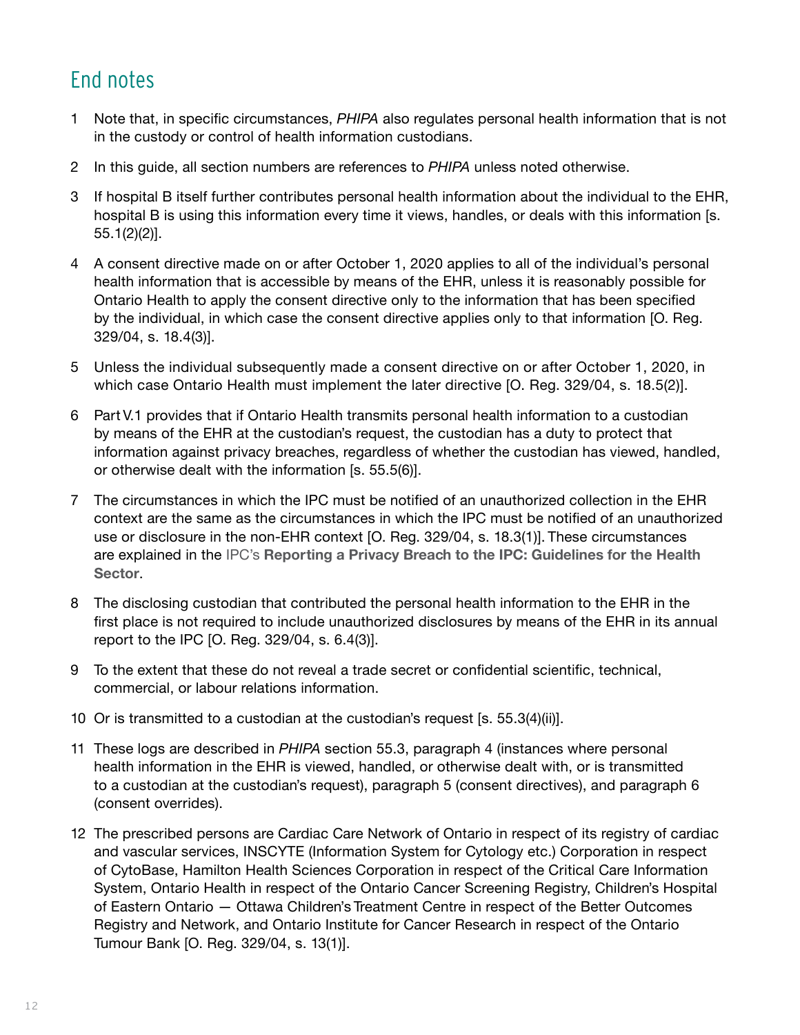## End notes

1. Note that, in specific circumstances, *PHIPA* also regulates personal health information that is not in the custody or control of health information custodians.

2. In this guide, all section numbers are references to *PHIPA* unless noted otherwise.

3. If hospital B itself further contributes personal health information about the individual to the EHR, hospital B is using this information every time it views, handles, or deals with this information [s. 55.1(2)(2)].

4. A consent directive made on or after October 1, 2020 applies to all of the individual's personal health information that is accessible by means of the EHR, unless it is reasonably possible for Ontario Health to apply the consent directive only to the information that has been specified by the individual, in which case the consent directive applies only to that information [O. Reg. 329/04, s. 18.4(3)].

5. Unless the individual subsequently made a consent directive on or after October 1, 2020, in which case Ontario Health must implement the later directive [O. Reg. 329/04, s. 18.5(2)].

6. Part V.1 provides that if Ontario Health transmits personal health information to a custodian by means of the EHR at the custodian's request, the custodian has a duty to protect that information against privacy breaches, regardless of whether the custodian has viewed, handled, or otherwise dealt with the information [s. 55.5(6)].

7. The circumstances in which the IPC must be notified of an unauthorized collection in the EHR context are the same as the circumstances in which the IPC must be notified of an unauthorized use or disclosure in the non-EHR context [O. Reg. 329/04, s. 18.3(1)]. These circumstances are explained in the IPC's **Reporting a Privacy Breach to the IPC: Guidelines for the Health Sector**.

8. The disclosing custodian that contributed the personal health information to the EHR in the first place is not required to include unauthorized disclosures by means of the EHR in its annual report to the IPC [O. Reg. 329/04, s. 6.4(3)].

9. To the extent that these do not reveal a trade secret or confidential scientific, technical, commercial, or labour relations information.

10. Or is transmitted to a custodian at the custodian's request [s. 55.3(4)(ii)].

11. These logs are described in *PHIPA* section 55.3, paragraph 4 (instances where personal health information in the EHR is viewed, handled, or otherwise dealt with, or is transmitted to a custodian at the custodian's request), paragraph 5 (consent directives), and paragraph 6 (consent overrides).

12. The prescribed persons are Cardiac Care Network of Ontario in respect of its registry of cardiac and vascular services, INSCYTE (Information System for Cytology etc.) Corporation in respect of CytoBase, Hamilton Health Sciences Corporation in respect of the Critical Care Information System, Ontario Health in respect of the Ontario Cancer Screening Registry, Children's Hospital of Eastern Ontario — Ottawa Children's Treatment Centre in respect of the Better Outcomes Registry and Network, and Ontario Institute for Cancer Research in respect of the Ontario Tumour Bank [O. Reg. 329/04, s. 13(1)].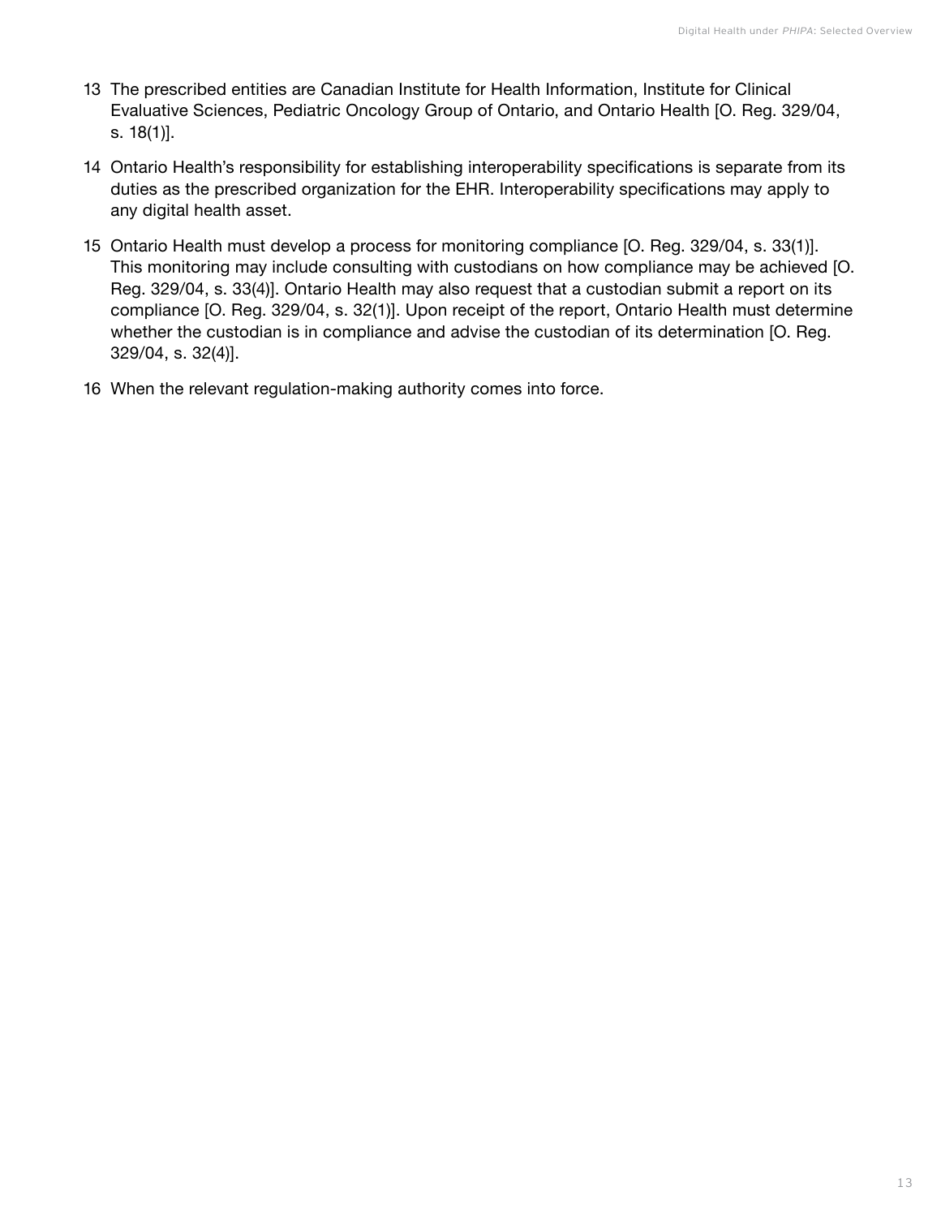13 The prescribed entities are Canadian Institute for Health Information, Institute for Clinical Evaluative Sciences, Pediatric Oncology Group of Ontario, and Ontario Health [O. Reg. 329/04, s. 18(1)].

14 Ontario Health's responsibility for establishing interoperability specifications is separate from its duties as the prescribed organization for the EHR. Interoperability specifications may apply to any digital health asset.

15 Ontario Health must develop a process for monitoring compliance [O. Reg. 329/04, s. 33(1)]. This monitoring may include consulting with custodians on how compliance may be achieved [O. Reg. 329/04, s. 33(4)]. Ontario Health may also request that a custodian submit a report on its compliance [O. Reg. 329/04, s. 32(1)]. Upon receipt of the report, Ontario Health must determine whether the custodian is in compliance and advise the custodian of its determination [O. Reg. 329/04, s. 32(4)].

16 When the relevant regulation-making authority comes into force.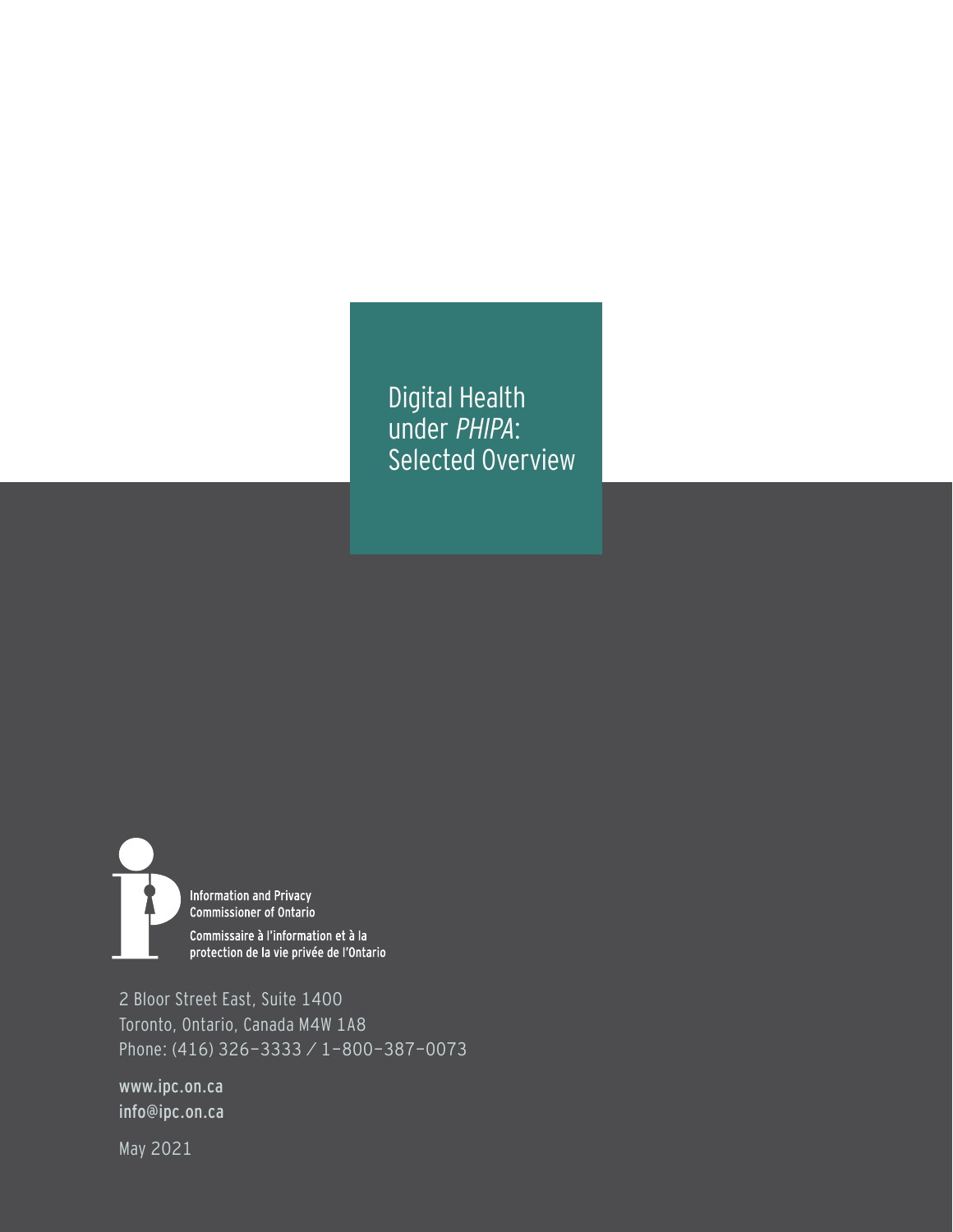# Digital Health under *PHIPA*: Selected Overview

Information and Privacy Commissioner of Ontario

Commissaire à l'information et à la protection de la vie privée de l'Ontario

2 Bloor Street East, Suite 1400
Toronto, Ontario, Canada M4W 1A8
Phone: (416) 326-3333 / 1-800-387-0073

**www.ipc.on.ca**
**info@ipc.on.ca**

May 2021